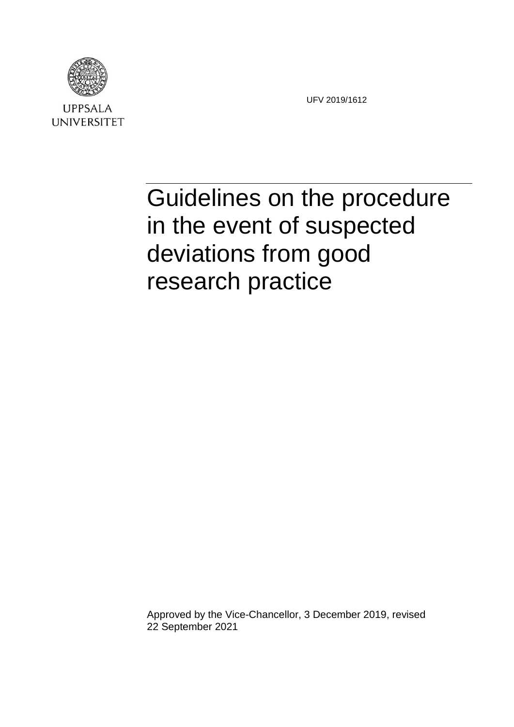UPPSALA UNIVERSITET

UFV 2019/1612

# Guidelines on the procedure in the event of suspected deviations from good research practice

Approved by the Vice-Chancellor, 3 December 2019, revised 22 September 2021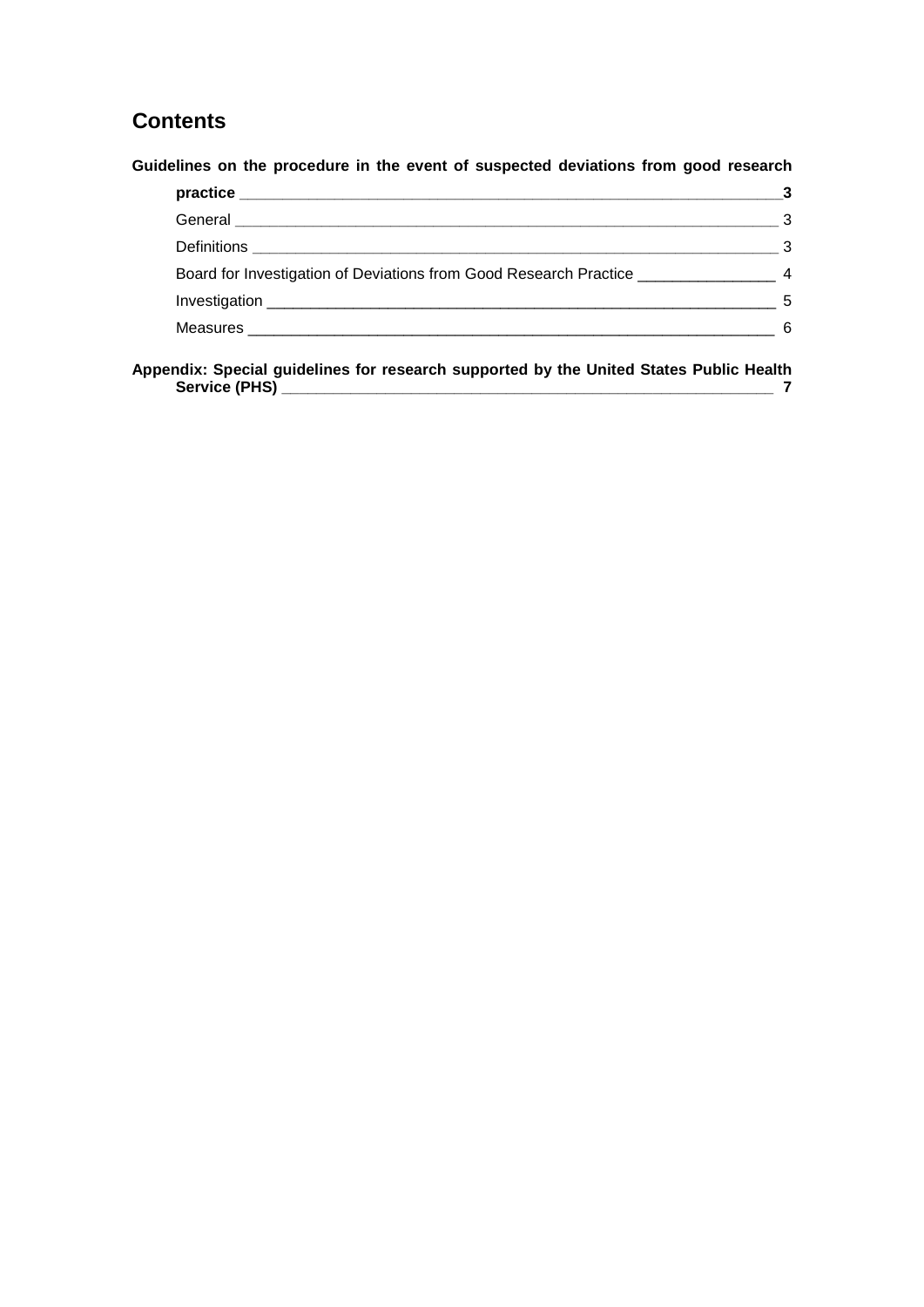## Contents

**Guidelines on the procedure in the event of suspected deviations from good research practice** ____ **3**

- General ____ 3
- Definitions ____ 3
- Board for Investigation of Deviations from Good Research Practice ____ 4
- Investigation ____ 5
- Measures ____ 6

**Appendix: Special guidelines for research supported by the United States Public Health Service (PHS)** ____ **7**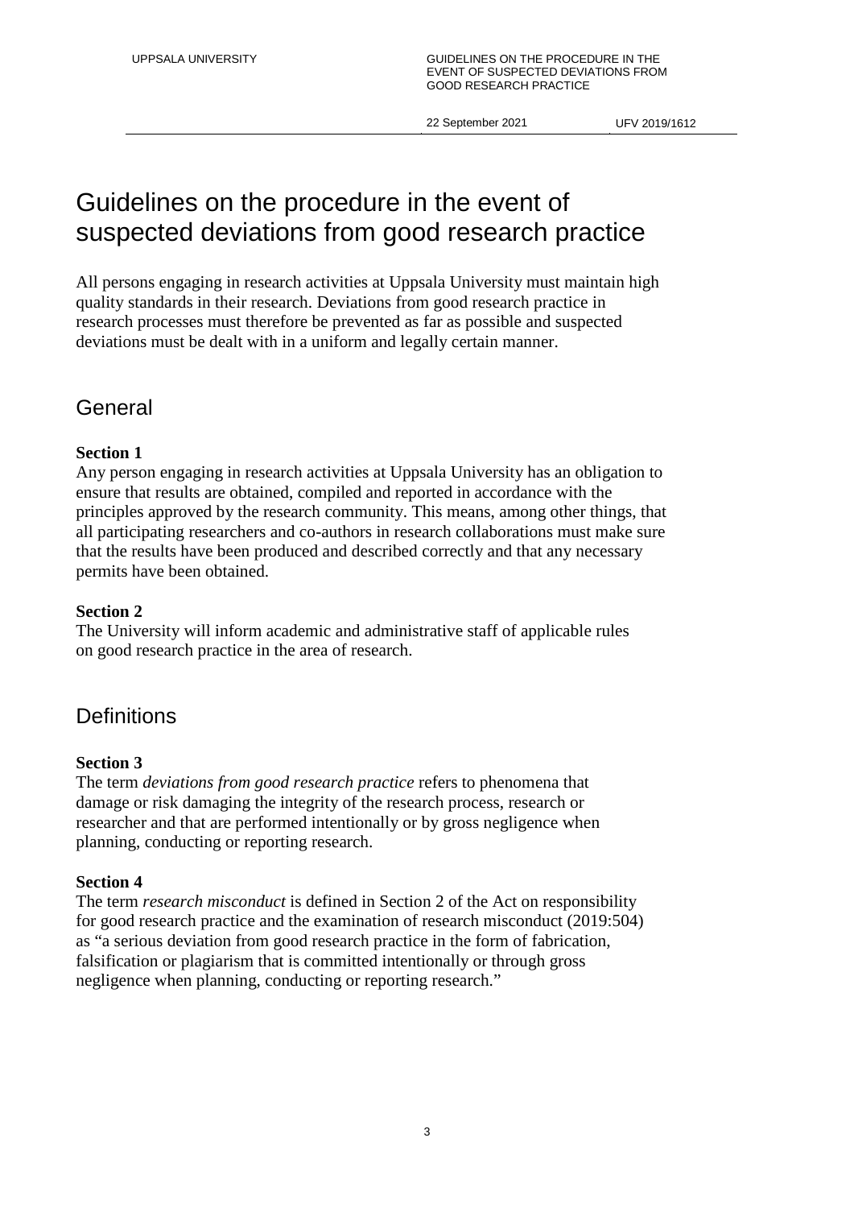# Guidelines on the procedure in the event of suspected deviations from good research practice

All persons engaging in research activities at Uppsala University must maintain high quality standards in their research. Deviations from good research practice in research processes must therefore be prevented as far as possible and suspected deviations must be dealt with in a uniform and legally certain manner.

## General

**Section 1**

Any person engaging in research activities at Uppsala University has an obligation to ensure that results are obtained, compiled and reported in accordance with the principles approved by the research community. This means, among other things, that all participating researchers and co-authors in research collaborations must make sure that the results have been produced and described correctly and that any necessary permits have been obtained.

**Section 2**

The University will inform academic and administrative staff of applicable rules on good research practice in the area of research.

## Definitions

**Section 3**

The term *deviations from good research practice* refers to phenomena that damage or risk damaging the integrity of the research process, research or researcher and that are performed intentionally or by gross negligence when planning, conducting or reporting research.

**Section 4**

The term *research misconduct* is defined in Section 2 of the Act on responsibility for good research practice and the examination of research misconduct (2019:504) as "a serious deviation from good research practice in the form of fabrication, falsification or plagiarism that is committed intentionally or through gross negligence when planning, conducting or reporting research."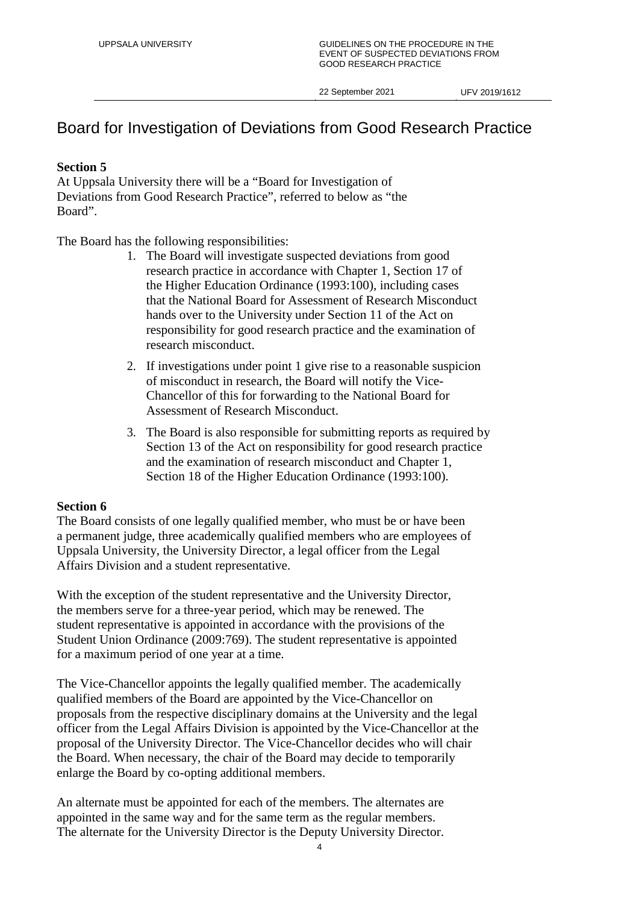# Board for Investigation of Deviations from Good Research Practice

**Section 5**

At Uppsala University there will be a "Board for Investigation of Deviations from Good Research Practice", referred to below as "the Board".

The Board has the following responsibilities:

1. The Board will investigate suspected deviations from good research practice in accordance with Chapter 1, Section 17 of the Higher Education Ordinance (1993:100), including cases that the National Board for Assessment of Research Misconduct hands over to the University under Section 11 of the Act on responsibility for good research practice and the examination of research misconduct.
2. If investigations under point 1 give rise to a reasonable suspicion of misconduct in research, the Board will notify the Vice-Chancellor of this for forwarding to the National Board for Assessment of Research Misconduct.
3. The Board is also responsible for submitting reports as required by Section 13 of the Act on responsibility for good research practice and the examination of research misconduct and Chapter 1, Section 18 of the Higher Education Ordinance (1993:100).

**Section 6**

The Board consists of one legally qualified member, who must be or have been a permanent judge, three academically qualified members who are employees of Uppsala University, the University Director, a legal officer from the Legal Affairs Division and a student representative.

With the exception of the student representative and the University Director, the members serve for a three-year period, which may be renewed. The student representative is appointed in accordance with the provisions of the Student Union Ordinance (2009:769). The student representative is appointed for a maximum period of one year at a time.

The Vice-Chancellor appoints the legally qualified member. The academically qualified members of the Board are appointed by the Vice-Chancellor on proposals from the respective disciplinary domains at the University and the legal officer from the Legal Affairs Division is appointed by the Vice-Chancellor at the proposal of the University Director. The Vice-Chancellor decides who will chair the Board. When necessary, the chair of the Board may decide to temporarily enlarge the Board by co-opting additional members.

An alternate must be appointed for each of the members. The alternates are appointed in the same way and for the same term as the regular members. The alternate for the University Director is the Deputy University Director.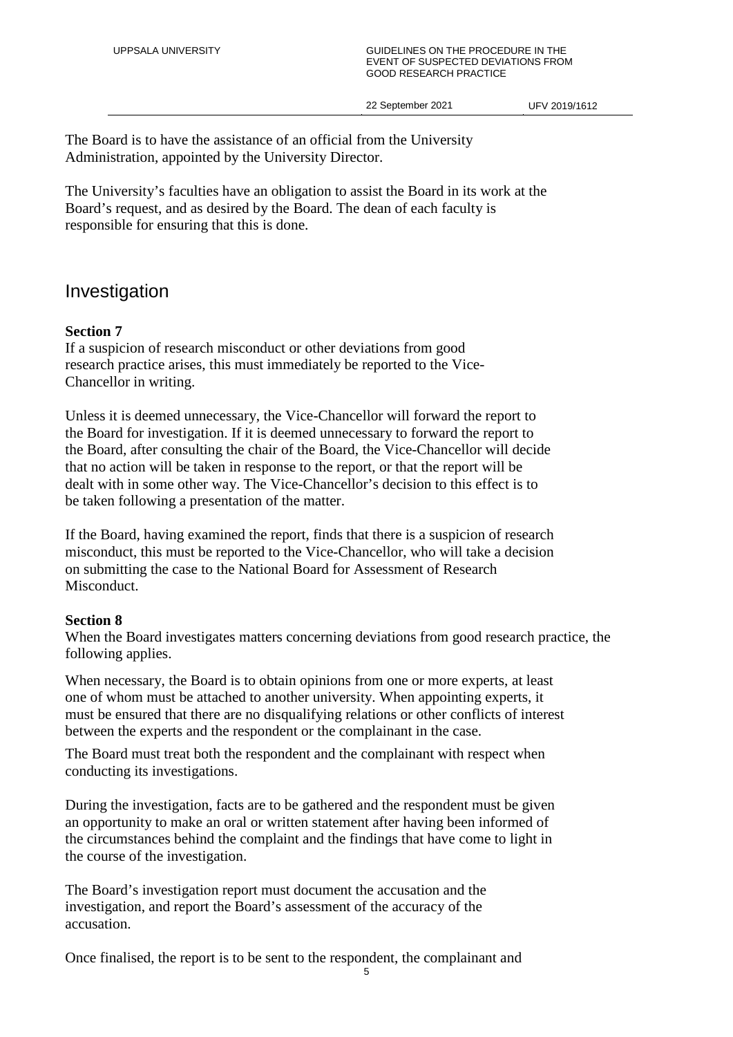The Board is to have the assistance of an official from the University Administration, appointed by the University Director.

The University's faculties have an obligation to assist the Board in its work at the Board's request, and as desired by the Board. The dean of each faculty is responsible for ensuring that this is done.

## Investigation

**Section 7**
If a suspicion of research misconduct or other deviations from good research practice arises, this must immediately be reported to the Vice-Chancellor in writing.

Unless it is deemed unnecessary, the Vice-Chancellor will forward the report to the Board for investigation. If it is deemed unnecessary to forward the report to the Board, after consulting the chair of the Board, the Vice-Chancellor will decide that no action will be taken in response to the report, or that the report will be dealt with in some other way. The Vice-Chancellor's decision to this effect is to be taken following a presentation of the matter.

If the Board, having examined the report, finds that there is a suspicion of research misconduct, this must be reported to the Vice-Chancellor, who will take a decision on submitting the case to the National Board for Assessment of Research Misconduct.

**Section 8**
When the Board investigates matters concerning deviations from good research practice, the following applies.

When necessary, the Board is to obtain opinions from one or more experts, at least one of whom must be attached to another university. When appointing experts, it must be ensured that there are no disqualifying relations or other conflicts of interest between the experts and the respondent or the complainant in the case.

The Board must treat both the respondent and the complainant with respect when conducting its investigations.

During the investigation, facts are to be gathered and the respondent must be given an opportunity to make an oral or written statement after having been informed of the circumstances behind the complaint and the findings that have come to light in the course of the investigation.

The Board's investigation report must document the accusation and the investigation, and report the Board's assessment of the accuracy of the accusation.

Once finalised, the report is to be sent to the respondent, the complainant and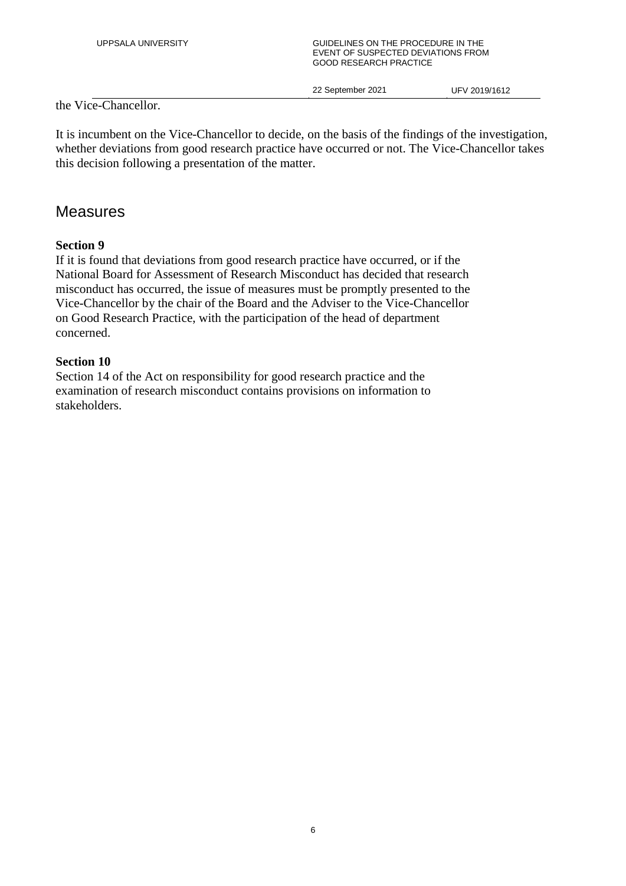the Vice-Chancellor.

It is incumbent on the Vice-Chancellor to decide, on the basis of the findings of the investigation, whether deviations from good research practice have occurred or not. The Vice-Chancellor takes this decision following a presentation of the matter.

## Measures

**Section 9**
If it is found that deviations from good research practice have occurred, or if the National Board for Assessment of Research Misconduct has decided that research misconduct has occurred, the issue of measures must be promptly presented to the Vice-Chancellor by the chair of the Board and the Adviser to the Vice-Chancellor on Good Research Practice, with the participation of the head of department concerned.

**Section 10**
Section 14 of the Act on responsibility for good research practice and the examination of research misconduct contains provisions on information to stakeholders.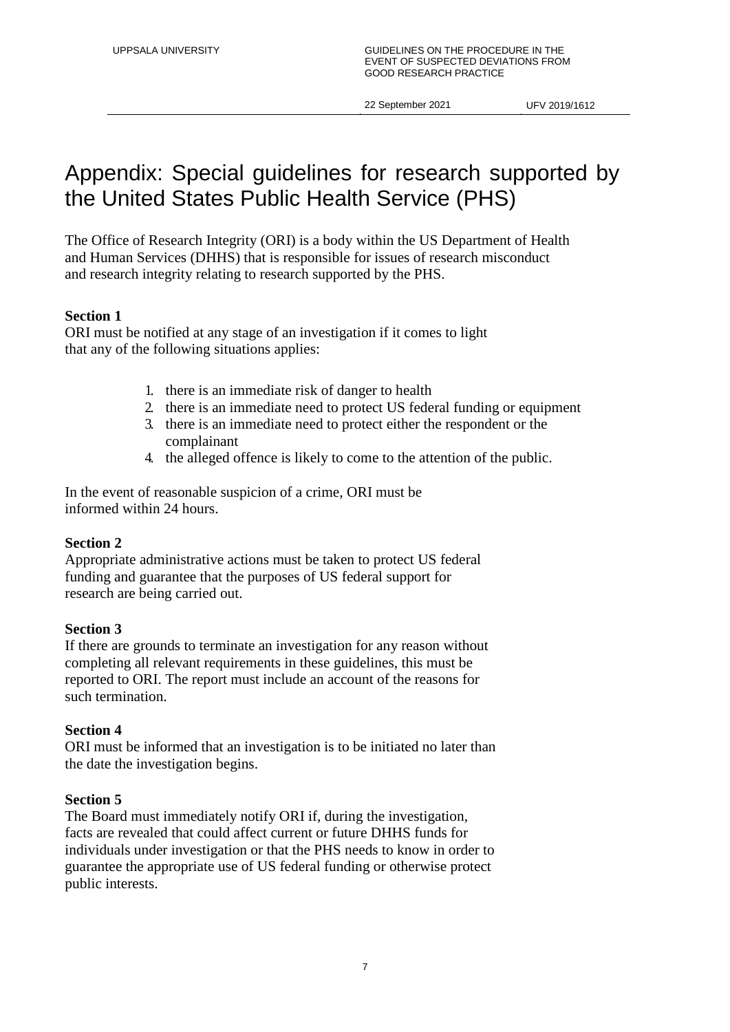# Appendix: Special guidelines for research supported by the United States Public Health Service (PHS)

The Office of Research Integrity (ORI) is a body within the US Department of Health and Human Services (DHHS) that is responsible for issues of research misconduct and research integrity relating to research supported by the PHS.

**Section 1**
ORI must be notified at any stage of an investigation if it comes to light that any of the following situations applies:

1. there is an immediate risk of danger to health
2. there is an immediate need to protect US federal funding or equipment
3. there is an immediate need to protect either the respondent or the complainant
4. the alleged offence is likely to come to the attention of the public.

In the event of reasonable suspicion of a crime, ORI must be informed within 24 hours.

**Section 2**
Appropriate administrative actions must be taken to protect US federal funding and guarantee that the purposes of US federal support for research are being carried out.

**Section 3**
If there are grounds to terminate an investigation for any reason without completing all relevant requirements in these guidelines, this must be reported to ORI. The report must include an account of the reasons for such termination.

**Section 4**
ORI must be informed that an investigation is to be initiated no later than the date the investigation begins.

**Section 5**
The Board must immediately notify ORI if, during the investigation, facts are revealed that could affect current or future DHHS funds for individuals under investigation or that the PHS needs to know in order to guarantee the appropriate use of US federal funding or otherwise protect public interests.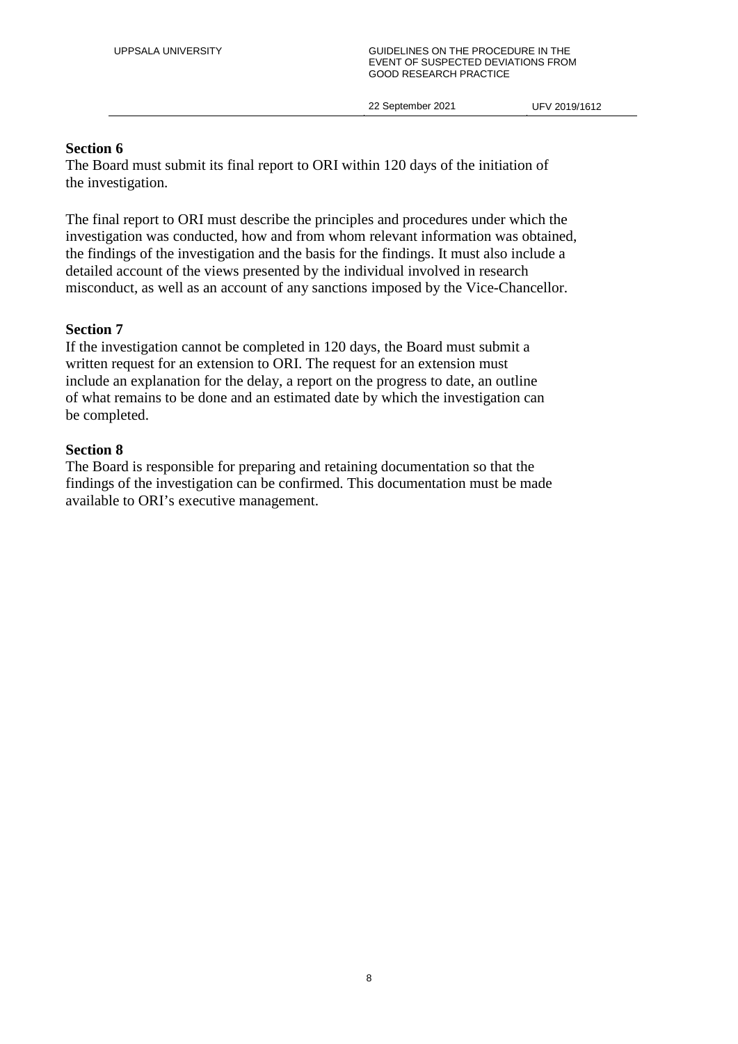**Section 6**

The Board must submit its final report to ORI within 120 days of the initiation of the investigation.

The final report to ORI must describe the principles and procedures under which the investigation was conducted, how and from whom relevant information was obtained, the findings of the investigation and the basis for the findings. It must also include a detailed account of the views presented by the individual involved in research misconduct, as well as an account of any sanctions imposed by the Vice-Chancellor.

**Section 7**

If the investigation cannot be completed in 120 days, the Board must submit a written request for an extension to ORI. The request for an extension must include an explanation for the delay, a report on the progress to date, an outline of what remains to be done and an estimated date by which the investigation can be completed.

**Section 8**

The Board is responsible for preparing and retaining documentation so that the findings of the investigation can be confirmed. This documentation must be made available to ORI's executive management.